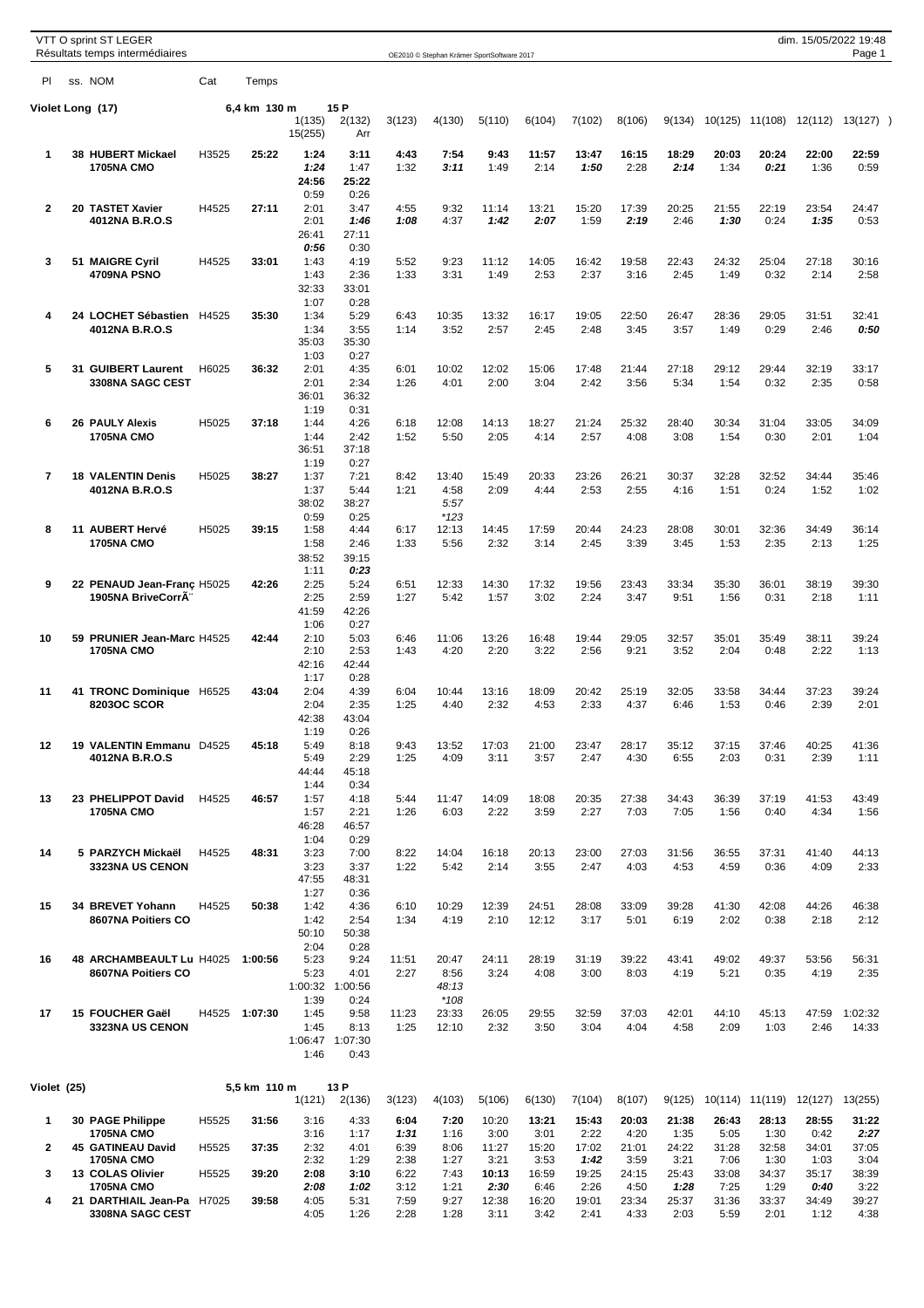VTT O sprint ST LEGER
Résultats temps intermédiaires

OE2010 © Stephan Krämer SportSoftware 2017

dim. 15/05/2022 19:48

## Violet Long (17) — 6,4 km 130 m — 15 P

| Pl | ss. | NOM | Cat | Temps | 1(135) | 2(132) | 3(123) | 4(130) | 5(110) | 6(104) | 7(102) | 8(106) | 9(134) | 10(125) | 11(108) | 12(112) | 13(127) |
|---|---|---|---|---|---|---|---|---|---|---|---|---|---|---|---|---|---|
| | | | | | 15(255) | Arr | | | | | | | | | | | |
| 1 | 38 | **HUBERT Mickael** | H3525 | **25:22** | 1:24 | 3:11 | 4:43 | 7:54 | 9:43 | 11:57 | 13:47 | 16:15 | 18:29 | 20:03 | 20:24 | 22:00 | 22:59 |
| | | **1705NA CMO** | | | *1:24* | 1:47 | 1:32 | *3:11* | 1:49 | 2:14 | *1:50* | 2:28 | *2:14* | 1:34 | *0:21* | 1:36 | 0:59 |
| | | | | | 24:56 | 25:22 | | | | | | | | | | | |
| | | | | | 0:59 | 0:26 | | | | | | | | | | | |
| 2 | 20 | **TASTET Xavier** | H4525 | **27:11** | 2:01 | 3:47 | 4:55 | 9:32 | 11:14 | 13:21 | 15:20 | 17:39 | 20:25 | 21:55 | 22:19 | 23:54 | 24:47 |
| | | **4012NA B.R.O.S** | | | 2:01 | *1:46* | *1:08* | 4:37 | *1:42* | *2:07* | 1:59 | *2:19* | 2:46 | *1:30* | 0:24 | *1:35* | 0:53 |
| | | | | | 26:41 | 27:11 | | | | | | | | | | | |
| | | | | | *0:56* | 0:30 | | | | | | | | | | | |
| 3 | 51 | **MAIGRE Cyril** | H4525 | **33:01** | 1:43 | 4:19 | 5:52 | 9:23 | 11:12 | 14:05 | 16:42 | 19:58 | 22:43 | 24:32 | 25:04 | 27:18 | 30:16 |
| | | **4709NA PSNO** | | | 1:43 | 2:36 | 1:33 | 3:31 | 1:49 | 2:53 | 2:37 | 3:16 | 2:45 | 1:49 | 0:32 | 2:14 | 2:58 |
| | | | | | 32:33 | 33:01 | | | | | | | | | | | |
| | | | | | 1:07 | 0:28 | | | | | | | | | | | |
| 4 | 24 | **LOCHET Sébastien** | H4525 | **35:30** | 1:34 | 5:29 | 6:43 | 10:35 | 13:32 | 16:17 | 19:05 | 22:50 | 26:47 | 28:36 | 29:05 | 31:51 | 32:41 |
| | | **4012NA B.R.O.S** | | | 1:34 | 3:55 | 1:14 | 3:52 | 2:57 | 2:45 | 2:48 | 3:45 | 3:57 | 1:49 | 0:29 | 2:46 | *0:50* |
| | | | | | 35:03 | 35:30 | | | | | | | | | | | |
| | | | | | 1:03 | 0:27 | | | | | | | | | | | |
| 5 | 31 | **GUIBERT Laurent** | H6025 | **36:32** | 2:01 | 4:35 | 6:01 | 10:02 | 12:02 | 15:06 | 17:48 | 21:44 | 27:18 | 29:12 | 29:44 | 32:19 | 33:17 |
| | | **3308NA SAGC CEST** | | | 2:01 | 2:34 | 1:26 | 4:01 | 2:00 | 3:04 | 2:42 | 3:56 | 5:34 | 1:54 | 0:32 | 2:35 | 0:58 |
| | | | | | 36:01 | 36:32 | | | | | | | | | | | |
| | | | | | 1:19 | 0:31 | | | | | | | | | | | |
| 6 | 26 | **PAULY Alexis** | H5025 | **37:18** | 1:44 | 4:26 | 6:18 | 12:08 | 14:13 | 18:27 | 21:24 | 25:32 | 28:40 | 30:34 | 31:04 | 33:05 | 34:09 |
| | | **1705NA CMO** | | | 1:44 | 2:42 | 1:52 | 5:50 | 2:05 | 4:14 | 2:57 | 4:08 | 3:08 | 1:54 | 0:30 | 2:01 | 1:04 |
| | | | | | 36:51 | 37:18 | | | | | | | | | | | |
| | | | | | 1:19 | 0:27 | | | | | | | | | | | |
| 7 | 18 | **VALENTIN Denis** | H5025 | **38:27** | 1:37 | 7:21 | 8:42 | 13:40 | 15:49 | 20:33 | 23:26 | 26:21 | 30:37 | 32:28 | 32:52 | 34:44 | 35:46 |
| | | **4012NA B.R.O.S** | | | 1:37 | 5:44 | 1:21 | 4:58 | 2:09 | 4:44 | 2:53 | 2:55 | 4:16 | 1:51 | 0:24 | 1:52 | 1:02 |
| | | | | | 38:02 | 38:27 | | *5:57* | | | | | | | | | |
| | | | | | 0:59 | 0:25 | | *\*123* | | | | | | | | | |
| 8 | 11 | **AUBERT Hervé** | H5025 | **39:15** | 1:58 | 4:44 | 6:17 | 12:13 | 14:45 | 17:59 | 20:44 | 24:23 | 28:08 | 30:01 | 32:36 | 34:49 | 36:14 |
| | | **1705NA CMO** | | | 1:58 | 2:46 | 1:33 | 5:56 | 2:32 | 3:14 | 2:45 | 3:39 | 3:45 | 1:53 | 2:35 | 2:13 | 1:25 |
| | | | | | 38:52 | 39:15 | | | | | | | | | | | |
| | | | | | 1:11 | *0:23* | | | | | | | | | | | |
| 9 | 22 | **PENAUD Jean-Franç** | H5025 | **42:26** | 2:25 | 5:24 | 6:51 | 12:33 | 14:30 | 17:32 | 19:56 | 23:43 | 33:34 | 35:30 | 36:01 | 38:19 | 39:30 |
| | | **1905NA BriveCorrÃ¨** | | | 2:25 | 2:59 | 1:27 | 5:42 | 1:57 | 3:02 | 2:24 | 3:47 | 9:51 | 1:56 | 0:31 | 2:18 | 1:11 |
| | | | | | 41:59 | 42:26 | | | | | | | | | | | |
| | | | | | 1:06 | 0:27 | | | | | | | | | | | |
| 10 | 59 | **PRUNIER Jean-Marc** | H4525 | **42:44** | 2:10 | 5:03 | 6:46 | 11:06 | 13:26 | 16:48 | 19:44 | 29:05 | 32:57 | 35:01 | 35:49 | 38:11 | 39:24 |
| | | **1705NA CMO** | | | 2:10 | 2:53 | 1:43 | 4:20 | 2:20 | 3:22 | 2:56 | 9:21 | 3:52 | 2:04 | 0:48 | 2:22 | 1:13 |
| | | | | | 42:16 | 42:44 | | | | | | | | | | | |
| | | | | | 1:17 | 0:28 | | | | | | | | | | | |
| 11 | 41 | **TRONC Dominique** | H6525 | **43:04** | 2:04 | 4:39 | 6:04 | 10:44 | 13:16 | 18:09 | 20:42 | 25:19 | 32:05 | 33:58 | 34:44 | 37:23 | 39:24 |
| | | **8203OC SCOR** | | | 2:04 | 2:35 | 1:25 | 4:40 | 2:32 | 4:53 | 2:33 | 4:37 | 6:46 | 1:53 | 0:46 | 2:39 | 2:01 |
| | | | | | 42:38 | 43:04 | | | | | | | | | | | |
| | | | | | 1:19 | 0:26 | | | | | | | | | | | |
| 12 | 19 | **VALENTIN Emmanu** | D4525 | **45:18** | 5:49 | 8:18 | 9:43 | 13:52 | 17:03 | 21:00 | 23:47 | 28:17 | 35:12 | 37:15 | 37:46 | 40:25 | 41:36 |
| | | **4012NA B.R.O.S** | | | 5:49 | 2:29 | 1:25 | 4:09 | 3:11 | 3:57 | 2:47 | 4:30 | 6:55 | 2:03 | 0:31 | 2:39 | 1:11 |
| | | | | | 44:44 | 45:18 | | | | | | | | | | | |
| | | | | | 1:44 | 0:34 | | | | | | | | | | | |
| 13 | 23 | **PHELIPPOT David** | H4525 | **46:57** | 1:57 | 4:18 | 5:44 | 11:47 | 14:09 | 18:08 | 20:35 | 27:38 | 34:43 | 36:39 | 37:19 | 41:53 | 43:49 |
| | | **1705NA CMO** | | | 1:57 | 2:21 | 1:26 | 6:03 | 2:22 | 3:59 | 2:27 | 7:03 | 7:05 | 1:56 | 0:40 | 4:34 | 1:56 |
| | | | | | 46:28 | 46:57 | | | | | | | | | | | |
| | | | | | 1:04 | 0:29 | | | | | | | | | | | |
| 14 | 5 | **PARZYCH Mickaël** | H4525 | **48:31** | 3:23 | 7:00 | 8:22 | 14:04 | 16:18 | 20:13 | 23:00 | 27:03 | 31:56 | 36:55 | 37:31 | 41:40 | 44:13 |
| | | **3323NA US CENON** | | | 3:23 | 3:37 | 1:22 | 5:42 | 2:14 | 3:55 | 2:47 | 4:03 | 4:53 | 4:59 | 0:36 | 4:09 | 2:33 |
| | | | | | 47:55 | 48:31 | | | | | | | | | | | |
| | | | | | 1:27 | 0:36 | | | | | | | | | | | |
| 15 | 34 | **BREVET Yohann** | H4525 | **50:38** | 1:42 | 4:36 | 6:10 | 10:29 | 12:39 | 24:51 | 28:08 | 33:09 | 39:28 | 41:30 | 42:08 | 44:26 | 46:38 |
| | | **8607NA Poitiers CO** | | | 1:42 | 2:54 | 1:34 | 4:19 | 2:10 | 12:12 | 3:17 | 5:01 | 6:19 | 2:02 | 0:38 | 2:18 | 2:12 |
| | | | | | 50:10 | 50:38 | | | | | | | | | | | |
| | | | | | 2:04 | 0:28 | | | | | | | | | | | |
| 16 | 48 | **ARCHAMBEAULT Lu** | H4025 | **1:00:56** | 5:23 | 9:24 | 11:51 | 20:47 | 24:11 | 28:19 | 31:19 | 39:22 | 43:41 | 49:02 | 49:37 | 53:56 | 56:31 |
| | | **8607NA Poitiers CO** | | | 5:23 | 4:01 | 2:27 | 8:56 | 3:24 | 4:08 | 3:00 | 8:03 | 4:19 | 5:21 | 0:35 | 4:19 | 2:35 |
| | | | | | 1:00:32 | 1:00:56 | | *48:13* | | | | | | | | | |
| | | | | | 1:39 | 0:24 | | *\*108* | | | | | | | | | |
| 17 | 15 | **FOUCHER Gaël** | H4525 | **1:07:30** | 1:45 | 9:58 | 11:23 | 23:33 | 26:05 | 29:55 | 32:59 | 37:03 | 42:01 | 44:10 | 45:13 | 47:59 | 1:02:32 |
| | | **3323NA US CENON** | | | 1:45 | 8:13 | 1:25 | 12:10 | 2:32 | 3:50 | 3:04 | 4:04 | 4:58 | 2:09 | 1:03 | 2:46 | 14:33 |
| | | | | | 1:06:47 | 1:07:30 | | | | | | | | | | | |
| | | | | | 1:46 | 0:43 | | | | | | | | | | | |

## Violet (25) — 5,5 km 110 m — 13 P

| Pl | ss. | NOM | Cat | Temps | 1(121) | 2(136) | 3(123) | 4(103) | 5(106) | 6(130) | 7(104) | 8(107) | 9(125) | 10(114) | 11(119) | 12(127) | 13(255) |
|---|---|---|---|---|---|---|---|---|---|---|---|---|---|---|---|---|---|
| 1 | 30 | **PAGE Philippe** | H5525 | **31:56** | 3:16 | 4:33 | **6:04** | **7:20** | 10:20 | **13:21** | **15:43** | **20:03** | **21:38** | **26:43** | **28:13** | **28:55** | **31:22** |
| | | **1705NA CMO** | | | 3:16 | 1:17 | *1:31* | 1:16 | 3:00 | 3:01 | 2:22 | 4:20 | 1:35 | 5:05 | 1:30 | 0:42 | *2:27* |
| 2 | 45 | **GATINEAU David** | H5525 | **37:35** | 2:32 | 4:01 | 6:39 | 8:06 | 11:27 | 15:20 | 17:02 | 21:01 | 24:22 | 31:28 | 32:58 | 34:01 | 37:05 |
| | | **1705NA CMO** | | | 2:32 | 1:29 | 2:38 | 1:27 | 3:21 | 3:53 | *1:42* | 3:59 | 3:21 | 7:06 | 1:30 | 1:03 | 3:04 |
| 3 | 13 | **COLAS Olivier** | H5525 | **39:20** | 2:08 | 3:10 | 6:22 | 7:43 | **10:13** | 16:59 | 19:25 | 24:15 | 25:43 | 33:08 | 34:37 | 35:17 | 38:39 |
| | | **1705NA CMO** | | | *2:08* | *1:02* | 3:12 | 1:21 | *2:30* | 6:46 | 2:26 | 4:50 | *1:28* | 7:25 | 1:29 | *0:40* | 3:22 |
| 4 | 21 | **DARTHIAIL Jean-Pa** | H7025 | **39:58** | 4:05 | 5:31 | 7:59 | 9:27 | 12:38 | 16:20 | 19:01 | 23:34 | 25:37 | 31:36 | 33:37 | 34:49 | 39:27 |
| | | **3308NA SAGC CEST** | | | 4:05 | 1:26 | 2:28 | 1:28 | 3:11 | 3:42 | 2:41 | 4:33 | 2:03 | 5:59 | 2:01 | 1:12 | 4:38 |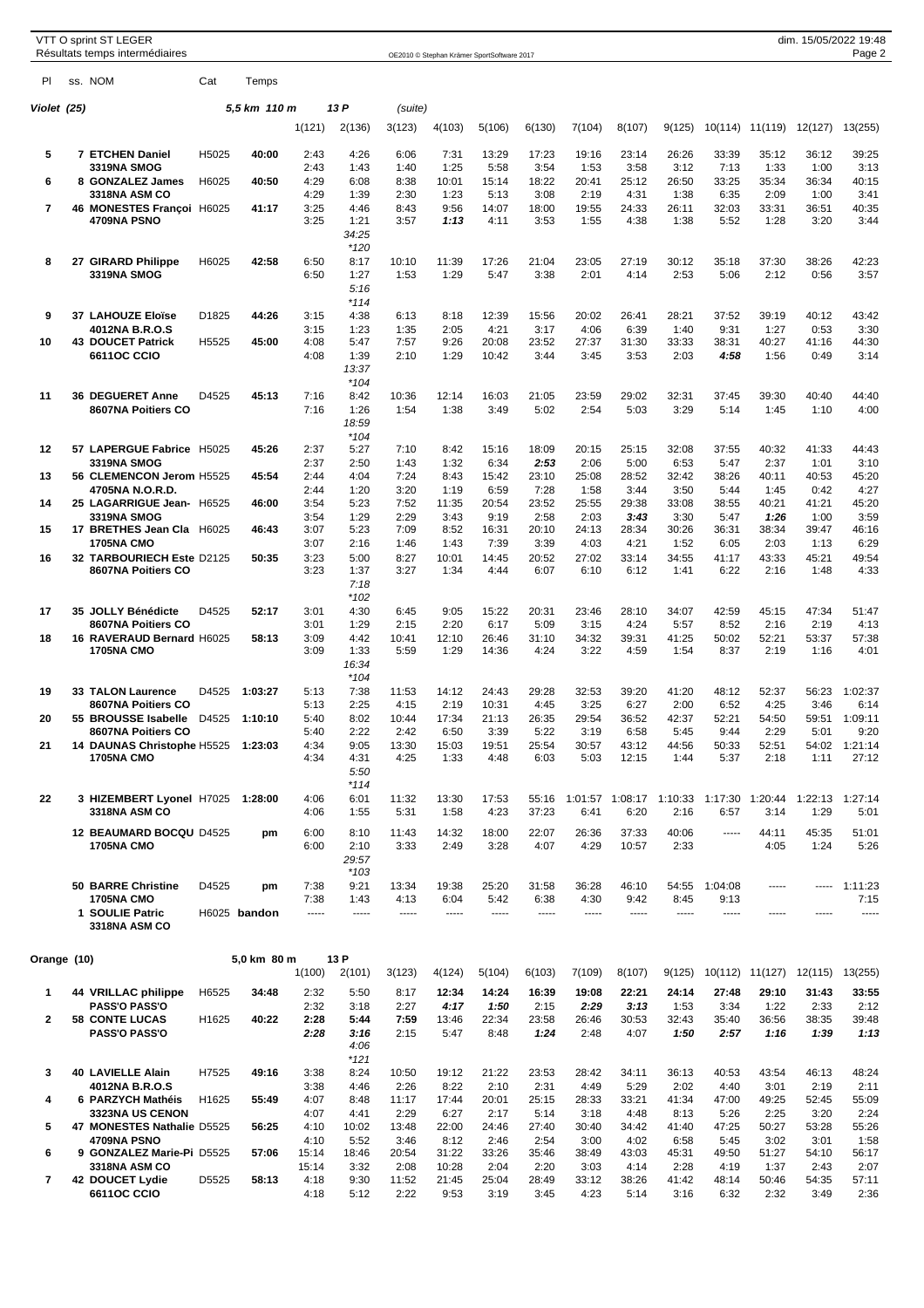VTT O sprint ST LEGER
Résultats temps intermédiaires

## Violet (25) — 5,5 km 110 m — 13 P (suite)

| Pl | ss. | NOM | Cat | Temps | 1(121) | 2(136) | 3(123) | 4(103) | 5(106) | 6(130) | 7(104) | 8(107) | 9(125) | 10(114) | 11(119) | 12(127) | 13(255) |
|---|---|---|---|---|---|---|---|---|---|---|---|---|---|---|---|---|---|
| 5 | 7 | **ETCHEN Daniel** | H5025 | **40:00** | 2:43 | 4:26 | 6:06 | 7:31 | 13:29 | 17:23 | 19:16 | 23:14 | 26:26 | 33:39 | 35:12 | 36:12 | 39:25 |
| | | **3319NA SMOG** | | | 2:43 | 1:43 | 1:40 | 1:25 | 5:58 | 3:54 | 1:53 | 3:58 | 3:12 | 7:13 | 1:33 | 1:00 | 3:13 |
| 6 | 8 | **GONZALEZ James** | H6025 | **40:50** | 4:29 | 6:08 | 8:38 | 10:01 | 15:14 | 18:22 | 20:41 | 25:12 | 26:50 | 33:25 | 35:34 | 36:34 | 40:15 |
| | | **3318NA ASM CO** | | | 4:29 | 1:39 | 2:30 | 1:23 | 5:13 | 3:08 | 2:19 | 4:31 | 1:38 | 6:35 | 2:09 | 1:00 | 3:41 |
| 7 | 46 | **MONESTES Françoi** | H6025 | **41:17** | 3:25 | 4:46 | 8:43 | 9:56 | 14:07 | 18:00 | 19:55 | 24:33 | 26:11 | 32:03 | 33:31 | 36:51 | 40:35 |
| | | **4709NA PSNO** | | | 3:25 | 1:21 | 3:57 | ***1:13*** | 4:11 | 3:53 | 1:55 | 4:38 | 1:38 | 5:52 | 1:28 | 3:20 | 3:44 |
| | | | | | | *34:25* | | | | | | | | | | | |
| | | | | | | **120* | | | | | | | | | | | |
| 8 | 27 | **GIRARD Philippe** | H6025 | **42:58** | 6:50 | 8:17 | 10:10 | 11:39 | 17:26 | 21:04 | 23:05 | 27:19 | 30:12 | 35:18 | 37:30 | 38:26 | 42:23 |
| | | **3319NA SMOG** | | | 6:50 | 1:27 | 1:53 | 1:29 | 5:47 | 3:38 | 2:01 | 4:14 | 2:53 | 5:06 | 2:12 | 0:56 | 3:57 |
| | | | | | | *5:16* | | | | | | | | | | | |
| | | | | | | **114* | | | | | | | | | | | |
| 9 | 37 | **LAHOUZE Eloïse** | D1825 | **44:26** | 3:15 | 4:38 | 6:13 | 8:18 | 12:39 | 15:56 | 20:02 | 26:41 | 28:21 | 37:52 | 39:19 | 40:12 | 43:42 |
| | | **4012NA B.R.O.S** | | | 3:15 | 1:23 | 1:35 | 2:05 | 4:21 | 3:17 | 4:06 | 6:39 | 1:40 | 9:31 | 1:27 | 0:53 | 3:30 |
| 10 | 43 | **DOUCET Patrick** | H5525 | **45:00** | 4:08 | 5:47 | 7:57 | 9:26 | 20:08 | 23:52 | 27:37 | 31:30 | 33:33 | 38:31 | 40:27 | 41:16 | 44:30 |
| | | **6611OC CCIO** | | | 4:08 | 1:39 | 2:10 | 1:29 | 10:42 | 3:44 | 3:45 | 3:53 | 2:03 | ***4:58*** | 1:56 | 0:49 | 3:14 |
| | | | | | | *13:37* | | | | | | | | | | | |
| | | | | | | **104* | | | | | | | | | | | |
| 11 | 36 | **DEGUERET Anne** | D4525 | **45:13** | 7:16 | 8:42 | 10:36 | 12:14 | 16:03 | 21:05 | 23:59 | 29:02 | 32:31 | 37:45 | 39:30 | 40:40 | 44:40 |
| | | **8607NA Poitiers CO** | | | 7:16 | 1:26 | 1:54 | 1:38 | 3:49 | 5:02 | 2:54 | 5:03 | 3:29 | 5:14 | 1:45 | 1:10 | 4:00 |
| | | | | | | *18:59* | | | | | | | | | | | |
| | | | | | | **104* | | | | | | | | | | | |
| 12 | 57 | **LAPERGUE Fabrice** | H5025 | **45:26** | 2:37 | 5:27 | 7:10 | 8:42 | 15:16 | 18:09 | 20:15 | 25:15 | 32:08 | 37:55 | 40:32 | 41:33 | 44:43 |
| | | **3319NA SMOG** | | | 2:37 | 2:50 | 1:43 | 1:32 | 6:34 | ***2:53*** | 2:06 | 5:00 | 6:53 | 5:47 | 2:37 | 1:01 | 3:10 |
| 13 | 56 | **CLEMENCON Jerom** | H5525 | **45:54** | 2:44 | 4:04 | 7:24 | 8:43 | 15:42 | 23:10 | 25:08 | 28:52 | 32:42 | 38:26 | 40:11 | 40:53 | 45:20 |
| | | **4705NA N.O.R.D.** | | | 2:44 | 1:20 | 3:20 | 1:19 | 6:59 | 7:28 | 1:58 | 3:44 | 3:50 | 5:44 | 1:45 | 0:42 | 4:27 |
| 14 | 25 | **LAGARRIGUE Jean-** | H6525 | **46:00** | 3:54 | 5:23 | 7:52 | 11:35 | 20:54 | 23:52 | 25:55 | 29:38 | 33:08 | 38:55 | 40:21 | 41:21 | 45:20 |
| | | **3319NA SMOG** | | | 3:54 | 1:29 | 2:29 | 3:43 | 9:19 | 2:58 | 2:03 | ***3:43*** | 3:30 | 5:47 | ***1:26*** | 1:00 | 3:59 |
| 15 | 17 | **BRETHES Jean Cla** | H6025 | **46:43** | 3:07 | 5:23 | 7:09 | 8:52 | 16:31 | 20:10 | 24:13 | 28:34 | 30:26 | 36:31 | 38:34 | 39:47 | 46:16 |
| | | **1705NA CMO** | | | 3:07 | 2:16 | 1:46 | 1:43 | 7:39 | 3:39 | 4:03 | 4:21 | 1:52 | 6:05 | 2:03 | 1:13 | 6:29 |
| 16 | 32 | **TARBOURIECH Este** | D2125 | **50:35** | 3:23 | 5:00 | 8:27 | 10:01 | 14:45 | 20:52 | 27:02 | 33:14 | 34:55 | 41:17 | 43:33 | 45:21 | 49:54 |
| | | **8607NA Poitiers CO** | | | 3:23 | 1:37 | 3:27 | 1:34 | 4:44 | 6:07 | 6:10 | 6:12 | 1:41 | 6:22 | 2:16 | 1:48 | 4:33 |
| | | | | | | *7:18* | | | | | | | | | | | |
| | | | | | | **102* | | | | | | | | | | | |
| 17 | 35 | **JOLLY Bénédicte** | D4525 | **52:17** | 3:01 | 4:30 | 6:45 | 9:05 | 15:22 | 20:31 | 23:46 | 28:10 | 34:07 | 42:59 | 45:15 | 47:34 | 51:47 |
| | | **8607NA Poitiers CO** | | | 3:01 | 1:29 | 2:15 | 2:20 | 6:17 | 5:09 | 3:15 | 4:24 | 5:57 | 8:52 | 2:16 | 2:19 | 4:13 |
| 18 | 16 | **RAVERAUD Bernard** | H6025 | **58:13** | 3:09 | 4:42 | 10:41 | 12:10 | 26:46 | 31:10 | 34:32 | 39:31 | 41:25 | 50:02 | 52:21 | 53:37 | 57:38 |
| | | **1705NA CMO** | | | 3:09 | 1:33 | 5:59 | 1:29 | 14:36 | 4:24 | 3:22 | 4:59 | 1:54 | 8:37 | 2:19 | 1:16 | 4:01 |
| | | | | | | *16:34* | | | | | | | | | | | |
| | | | | | | **104* | | | | | | | | | | | |
| 19 | 33 | **TALON Laurence** | D4525 | **1:03:27** | 5:13 | 7:38 | 11:53 | 14:12 | 24:43 | 29:28 | 32:53 | 39:20 | 41:20 | 48:12 | 52:37 | 56:23 | 1:02:37 |
| | | **8607NA Poitiers CO** | | | 5:13 | 2:25 | 4:15 | 2:19 | 10:31 | 4:45 | 3:25 | 6:27 | 2:00 | 6:52 | 4:25 | 3:46 | 6:14 |
| 20 | 55 | **BROUSSE Isabelle** | D4525 | **1:10:10** | 5:40 | 8:02 | 10:44 | 17:34 | 21:13 | 26:35 | 29:54 | 36:52 | 42:37 | 52:21 | 54:50 | 59:51 | 1:09:11 |
| | | **8607NA Poitiers CO** | | | 5:40 | 2:22 | 2:42 | 6:50 | 3:39 | 5:22 | 3:19 | 6:58 | 5:45 | 9:44 | 2:29 | 5:01 | 9:20 |
| 21 | 14 | **DAUNAS Christophe** | H5525 | **1:23:03** | 4:34 | 9:05 | 13:30 | 15:03 | 19:51 | 25:54 | 30:57 | 43:12 | 44:56 | 50:33 | 52:51 | 54:02 | 1:21:14 |
| | | **1705NA CMO** | | | 4:34 | 4:31 | 4:25 | 1:33 | 4:48 | 6:03 | 5:03 | 12:15 | 1:44 | 5:37 | 2:18 | 1:11 | 27:12 |
| | | | | | | *5:50* | | | | | | | | | | | |
| | | | | | | **114* | | | | | | | | | | | |
| 22 | 3 | **HIZEMBERT Lyonel** | H7025 | **1:28:00** | 4:06 | 6:01 | 11:32 | 13:30 | 17:53 | 55:16 | 1:01:57 | 1:08:17 | 1:10:33 | 1:17:30 | 1:20:44 | 1:22:13 | 1:27:14 |
| | | **3318NA ASM CO** | | | 4:06 | 1:55 | 5:31 | 1:58 | 4:23 | 37:23 | 6:41 | 6:20 | 2:16 | 6:57 | 3:14 | 1:29 | 5:01 |
| | 12 | **BEAUMARD BOCQU** | D4525 | **pm** | 6:00 | 8:10 | 11:43 | 14:32 | 18:00 | 22:07 | 26:36 | 37:33 | 40:06 | ----- | 44:11 | 45:35 | 51:01 |
| | | **1705NA CMO** | | | 6:00 | 2:10 | 3:33 | 2:49 | 3:28 | 4:07 | 4:29 | 10:57 | 2:33 | | 4:05 | 1:24 | 5:26 |
| | | | | | | *29:57* | | | | | | | | | | | |
| | | | | | | **103* | | | | | | | | | | | |
| | 50 | **BARRE Christine** | D4525 | **pm** | 7:38 | 9:21 | 13:34 | 19:38 | 25:20 | 31:58 | 36:28 | 46:10 | 54:55 | 1:04:08 | ----- | ----- | 1:11:23 |
| | | **1705NA CMO** | | | 7:38 | 1:43 | 4:13 | 6:04 | 5:42 | 6:38 | 4:30 | 9:42 | 8:45 | 9:13 | | | 7:15 |
| | 1 | **SOULIE Patric** | H6025 | **bandon** | ----- | ----- | ----- | ----- | ----- | ----- | ----- | ----- | ----- | ----- | ----- | ----- | ----- |
| | | **3318NA ASM CO** | | | | | | | | | | | | | | | |

## Orange (10) — 5,0 km 80 m — 13 P

| Pl | ss. | NOM | Cat | Temps | 1(100) | 2(101) | 3(123) | 4(124) | 5(104) | 6(103) | 7(109) | 8(107) | 9(125) | 10(112) | 11(127) | 12(115) | 13(255) |
|---|---|---|---|---|---|---|---|---|---|---|---|---|---|---|---|---|---|
| 1 | 44 | **VRILLAC philippe** | H6525 | **34:48** | 2:32 | 5:50 | 8:17 | **12:34** | 14:24 | 16:39 | 19:08 | 22:21 | 24:14 | 27:48 | 29:10 | 31:43 | 33:55 |
| | | **PASS'O PASS'O** | | | 2:32 | 3:18 | 2:27 | ***4:17*** | ***1:50*** | 2:15 | ***2:29*** | ***3:13*** | 1:53 | 3:34 | 1:22 | 2:33 | 2:12 |
| 2 | 58 | **CONTE LUCAS** | H1625 | **40:22** | 2:28 | 5:44 | **7:59** | 13:46 | 22:34 | 23:58 | 26:46 | 30:53 | 32:43 | 35:40 | 36:56 | 38:35 | 39:48 |
| | | **PASS'O PASS'O** | | | ***2:28*** | ***3:16*** | 2:15 | 5:47 | 8:48 | ***1:24*** | 2:48 | 4:07 | ***1:50*** | ***2:57*** | ***1:16*** | ***1:39*** | ***1:13*** |
| | | | | | | *4:06* | | | | | | | | | | | |
| | | | | | | **121* | | | | | | | | | | | |
| 3 | 40 | **LAVIELLE Alain** | H7525 | **49:16** | 3:38 | 8:24 | 10:50 | 19:12 | 21:22 | 23:53 | 28:42 | 34:11 | 36:13 | 40:53 | 43:54 | 46:13 | 48:24 |
| | | **4012NA B.R.O.S** | | | 3:38 | 4:46 | 2:26 | 8:22 | 2:10 | 2:31 | 4:49 | 5:29 | 2:02 | 4:40 | 3:01 | 2:19 | 2:11 |
| 4 | 6 | **PARYZCH Mathéis** | H1625 | **55:49** | 4:07 | 8:48 | 11:17 | 17:44 | 20:01 | 25:15 | 28:33 | 33:21 | 41:34 | 47:00 | 49:25 | 52:45 | 55:09 |
| | | **3323NA US CENON** | | | 4:07 | 4:41 | 2:29 | 6:27 | 2:17 | 5:14 | 3:18 | 4:48 | 8:13 | 5:26 | 2:25 | 3:20 | 2:24 |
| 5 | 47 | **MONESTES Nathalie** | D5525 | **56:25** | 4:10 | 10:02 | 13:48 | 22:00 | 24:46 | 27:40 | 30:40 | 34:42 | 41:40 | 47:25 | 50:27 | 53:28 | 55:26 |
| | | **4709NA PSNO** | | | 4:10 | 5:52 | 3:46 | 8:12 | 2:46 | 2:54 | 3:00 | 4:02 | 6:58 | 5:45 | 3:02 | 3:01 | 1:58 |
| 6 | 9 | **GONZALEZ Marie-Pi** | D5525 | **57:06** | 15:14 | 18:46 | 20:54 | 31:22 | 33:26 | 35:46 | 38:49 | 43:03 | 45:31 | 49:50 | 51:27 | 54:10 | 56:17 |
| | | **3318NA ASM CO** | | | 15:14 | 3:32 | 2:08 | 10:28 | 2:04 | 2:20 | 3:03 | 4:14 | 2:28 | 4:19 | 1:37 | 2:43 | 2:07 |
| 7 | 42 | **DOUCET Lydie** | D5525 | **58:13** | 4:18 | 9:30 | 11:52 | 21:45 | 25:04 | 28:49 | 33:12 | 38:26 | 41:42 | 48:14 | 50:46 | 54:35 | 57:11 |
| | | **6611OC CCIO** | | | 4:18 | 5:12 | 2:22 | 9:53 | 3:19 | 3:45 | 4:23 | 5:14 | 3:16 | 6:32 | 2:32 | 3:49 | 2:36 |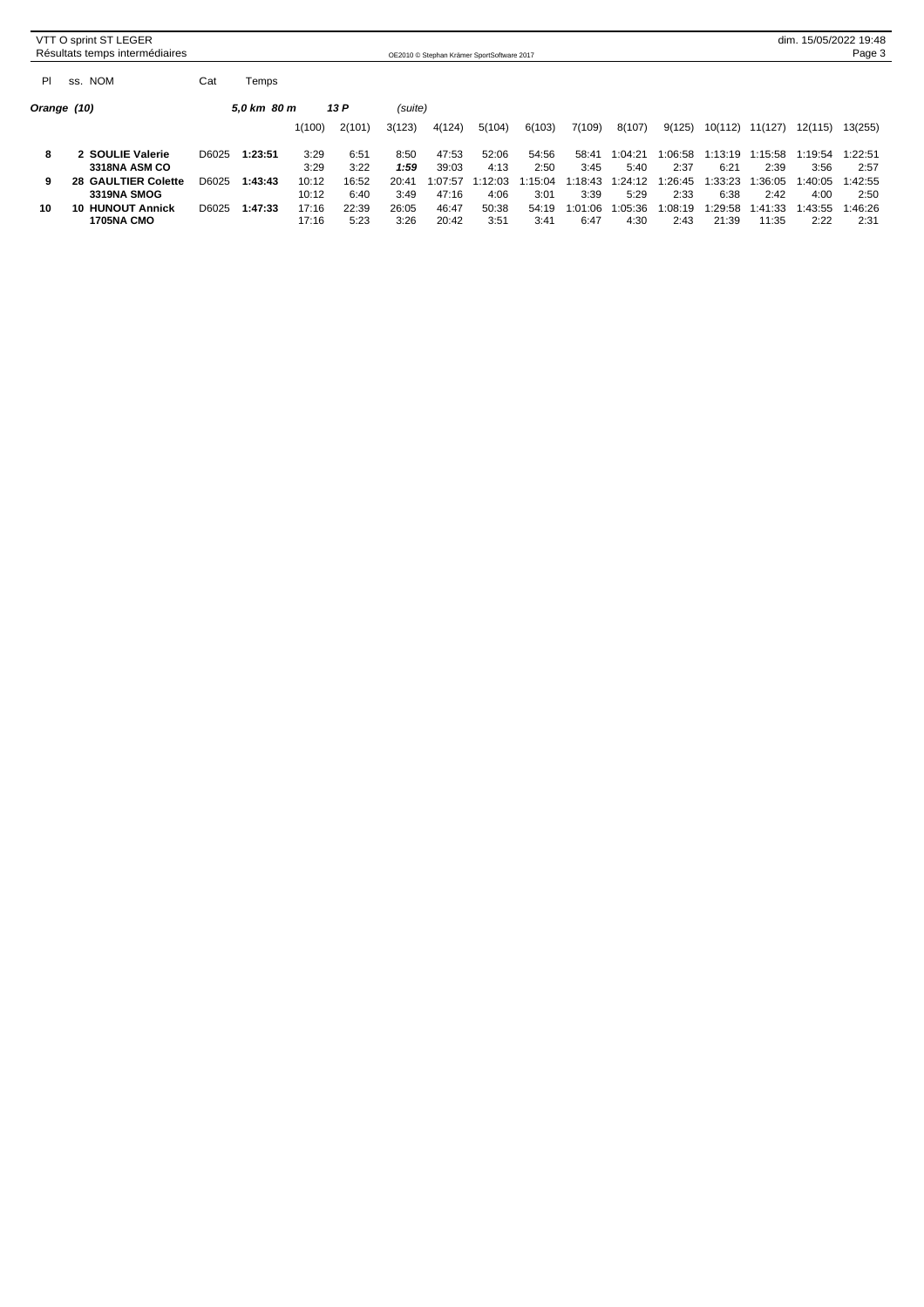VTT O sprint ST LEGER
Résultats temps intermédiaires

OE2010 © Stephan Krämer SportSoftware 2017

dim. 15/05/2022 19:48

| Pl | ss. NOM | Cat | Temps | | | | | | | | | | | | | | |
|---|---|---|---|---|---|---|---|---|---|---|---|---|---|---|---|---|---|
| ***Orange (10)*** | | | ***5,0 km 80 m*** | ***13 P*** | | *(suite)* | | | | | | | | | | | |
| | | | | 1(100) | 2(101) | 3(123) | 4(124) | 5(104) | 6(103) | 7(109) | 8(107) | 9(125) | 10(112) | 11(127) | 12(115) | 13(255) | |
| **8** | **2 SOULIE Valerie** | D6025 | **1:23:51** | 3:29 | 6:51 | 8:50 | 47:53 | 52:06 | 54:56 | 58:41 | 1:04:21 | 1:06:58 | 1:13:19 | 1:15:58 | 1:19:54 | 1:22:51 | |
| | **3318NA ASM CO** | | | 3:29 | 3:22 | ***1:59*** | 39:03 | 4:13 | 2:50 | 3:45 | 5:40 | 2:37 | 6:21 | 2:39 | 3:56 | 2:57 | |
| **9** | **28 GAULTIER Colette** | D6025 | **1:43:43** | 10:12 | 16:52 | 20:41 | 1:07:57 | 1:12:03 | 1:15:04 | 1:18:43 | 1:24:12 | 1:26:45 | 1:33:23 | 1:36:05 | 1:40:05 | 1:42:55 | |
| | **3319NA SMOG** | | | 10:12 | 6:40 | 3:49 | 47:16 | 4:06 | 3:01 | 3:39 | 5:29 | 2:33 | 6:38 | 2:42 | 4:00 | 2:50 | |
| **10** | **10 HUNOUT Annick** | D6025 | **1:47:33** | 17:16 | 22:39 | 26:05 | 46:47 | 50:38 | 54:19 | 1:01:06 | 1:05:36 | 1:08:19 | 1:29:58 | 1:41:33 | 1:43:55 | 1:46:26 | |
| | **1705NA CMO** | | | 17:16 | 5:23 | 3:26 | 20:42 | 3:51 | 3:41 | 6:47 | 4:30 | 2:43 | 21:39 | 11:35 | 2:22 | 2:31 | |